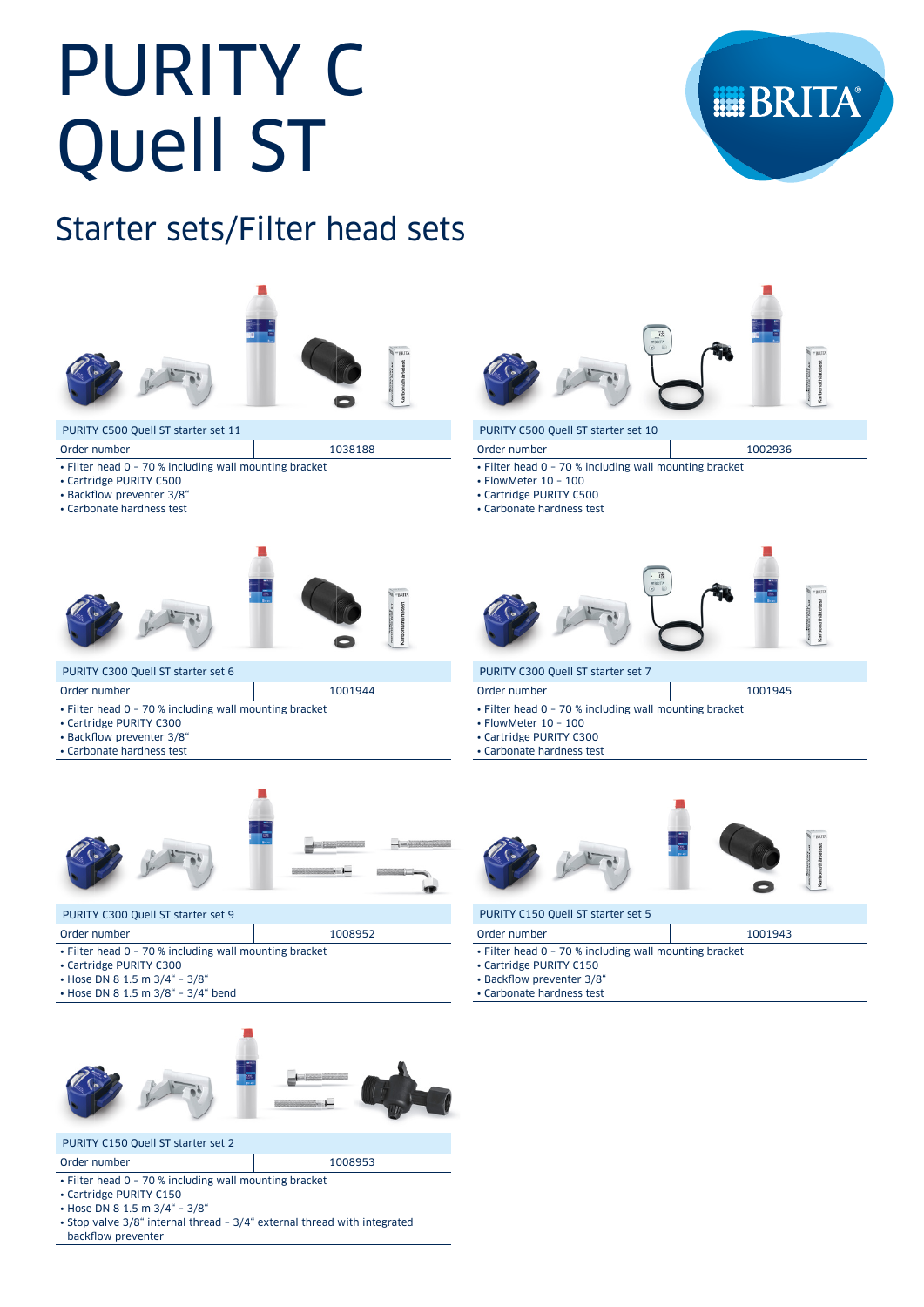# PURITY C Quell ST

## Starter sets/Filter head sets

### PURITY C500 Quell ST starter set 11

| Order number | 1038188 |
|---|---|

- Filter head 0 – 70 % including wall mounting bracket
- Cartridge PURITY C500
- Backflow preventer 3/8"
- Carbonate hardness test

### PURITY C500 Quell ST starter set 10

| Order number | 1002936 |
|---|---|

- Filter head 0 – 70 % including wall mounting bracket
- FlowMeter 10 – 100
- Cartridge PURITY C500
- Carbonate hardness test

### PURITY C300 Quell ST starter set 6

| Order number | 1001944 |
|---|---|

- Filter head 0 – 70 % including wall mounting bracket
- Cartridge PURITY C300
- Backflow preventer 3/8"
- Carbonate hardness test

### PURITY C300 Quell ST starter set 7

| Order number | 1001945 |
|---|---|

- Filter head 0 – 70 % including wall mounting bracket
- FlowMeter 10 – 100
- Cartridge PURITY C300
- Carbonate hardness test

### PURITY C300 Quell ST starter set 9

| Order number | 1008952 |
|---|---|

- Filter head 0 – 70 % including wall mounting bracket
- Cartridge PURITY C300
- Hose DN 8 1.5 m 3/4" – 3/8"
- Hose DN 8 1.5 m 3/8" – 3/4" bend

### PURITY C150 Quell ST starter set 5

| Order number | 1001943 |
|---|---|

- Filter head 0 – 70 % including wall mounting bracket
- Cartridge PURITY C150
- Backflow preventer 3/8"
- Carbonate hardness test

### PURITY C150 Quell ST starter set 2

| Order number | 1008953 |
|---|---|

- Filter head 0 – 70 % including wall mounting bracket
- Cartridge PURITY C150
- Hose DN 8 1.5 m 3/4" – 3/8"
- Stop valve 3/8" internal thread – 3/4" external thread with integrated backflow preventer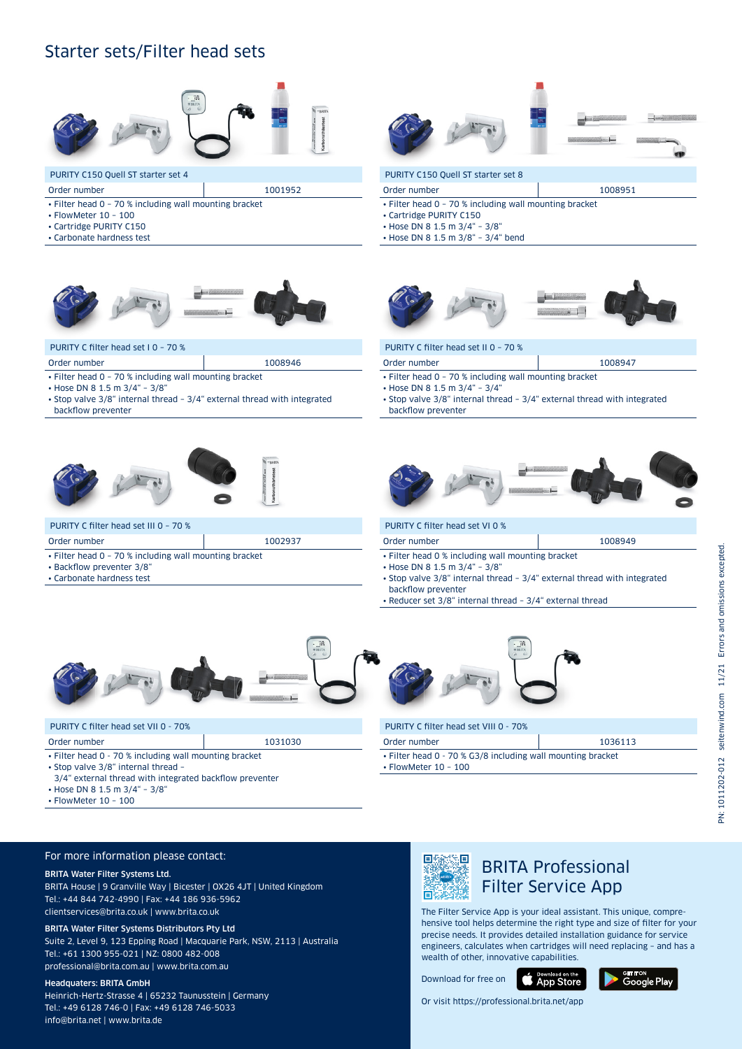# Starter sets/Filter head sets

## PURITY C150 Quell ST starter set 4

| Order number | 1001952 |
|---|---|

- Filter head 0 – 70 % including wall mounting bracket
- FlowMeter 10 – 100
- Cartridge PURITY C150
- Carbonate hardness test

## PURITY C150 Quell ST starter set 8

| Order number | 1008951 |
|---|---|

- Filter head 0 – 70 % including wall mounting bracket
- Cartridge PURITY C150
- Hose DN 8 1.5 m 3/4" – 3/8"
- Hose DN 8 1.5 m 3/8" – 3/4" bend

## PURITY C filter head set I 0 – 70 %

| Order number | 1008946 |
|---|---|

- Filter head 0 – 70 % including wall mounting bracket
- Hose DN 8 1.5 m 3/4" – 3/8"
- Stop valve 3/8" internal thread – 3/4" external thread with integrated backflow preventer

## PURITY C filter head set II 0 – 70 %

| Order number | 1008947 |
|---|---|

- Filter head 0 – 70 % including wall mounting bracket
- Hose DN 8 1.5 m 3/4" – 3/4"
- Stop valve 3/8" internal thread – 3/4" external thread with integrated backflow preventer

## PURITY C filter head set III 0 – 70 %

| Order number | 1002937 |
|---|---|

- Filter head 0 – 70 % including wall mounting bracket
- Backflow preventer 3/8"
- Carbonate hardness test

## PURITY C filter head set VI 0 %

| Order number | 1008949 |
|---|---|

- Filter head 0 % including wall mounting bracket
- Hose DN 8 1.5 m 3/4" – 3/8"
- Stop valve 3/8" internal thread – 3/4" external thread with integrated backflow preventer
- Reducer set 3/8" internal thread – 3/4" external thread

## PURITY C filter head set VII 0 - 70%

| Order number | 1031030 |
|---|---|

- Filter head 0 – 70 % including wall mounting bracket
- Stop valve 3/8" internal thread – 3/4" external thread with integrated backflow preventer
- Hose DN 8 1.5 m 3/4" – 3/8"
- FlowMeter 10 – 100

## PURITY C filter head set VIII 0 - 70%

| Order number | 1036113 |
|---|---|

- Filter head 0 – 70 % G3/8 including wall mounting bracket
- FlowMeter 10 – 100

PN: 1011202-012 seitenwind.com 11/21 Errors and omissions excepted.

For more information please contact:

**BRITA Water Filter Systems Ltd.**
BRITA House | 9 Granville Way | Bicester | OX26 4JT | United Kingdom
Tel.: +44 844 742-4990 | Fax: +44 186 936-5962
clientservices@brita.co.uk | www.brita.co.uk

**BRITA Water Filter Systems Distributors Pty Ltd**
Suite 2, Level 9, 123 Epping Road | Macquarie Park, NSW, 2113 | Australia
Tel.: +61 1300 955-021 | NZ: 0800 482-008
professional@brita.com.au | www.brita.com.au

**Headquaters: BRITA GmbH**
Heinrich-Hertz-Strasse 4 | 65232 Taunusstein | Germany
Tel.: +49 6128 746-0 | Fax: +49 6128 746-5033
info@brita.net | www.brita.de

## BRITA Professional Filter Service App

The Filter Service App is your ideal assistant. This unique, comprehensive tool helps determine the right type and size of filter for your precise needs. It provides detailed installation guidance for service engineers, calculates when cartridges will need replacing – and has a wealth of other, innovative capabilities.

Download for free on App Store Google Play

Or visit https://professional.brita.net/app